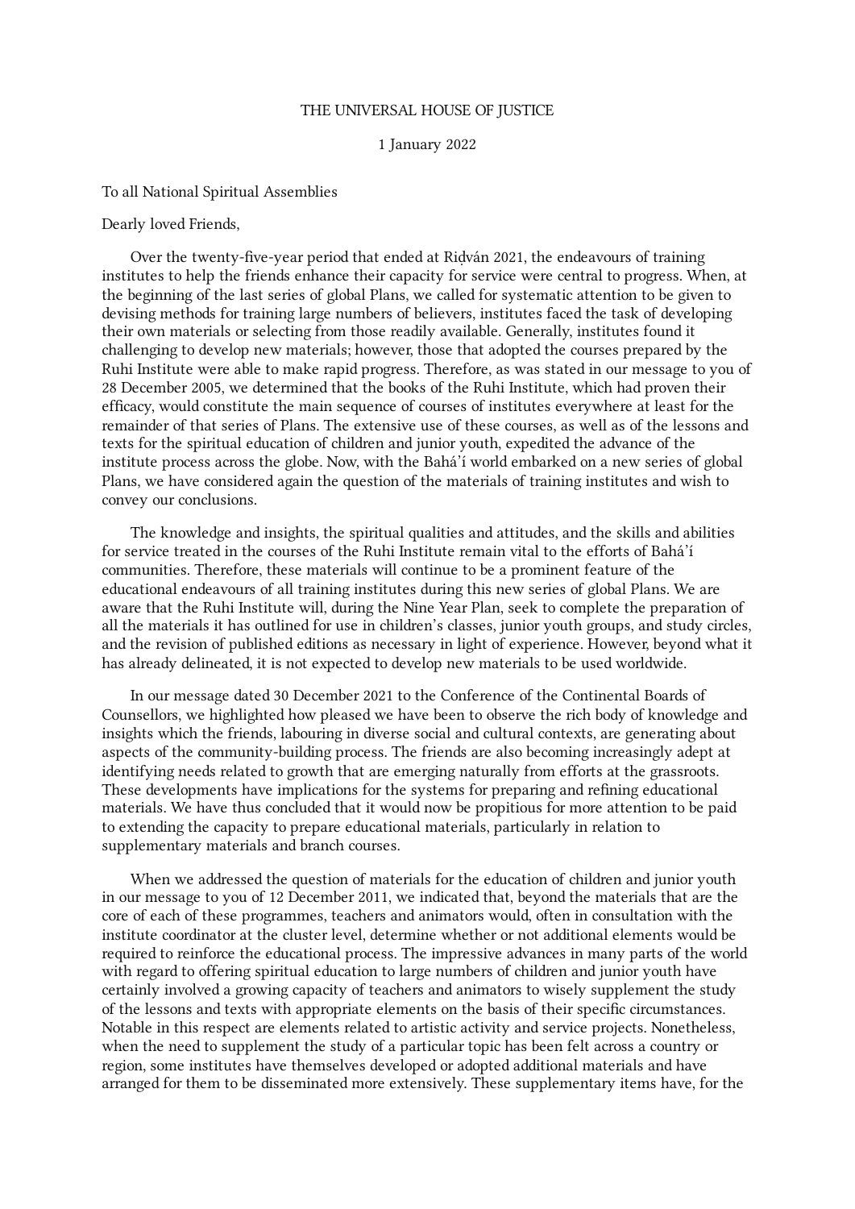THE UNIVERSAL HOUSE OF JUSTICE

1 January 2022

To all National Spiritual Assemblies

Dearly loved Friends,

Over the twenty-five-year period that ended at Riḍván 2021, the endeavours of training institutes to help the friends enhance their capacity for service were central to progress. When, at the beginning of the last series of global Plans, we called for systematic attention to be given to devising methods for training large numbers of believers, institutes faced the task of developing their own materials or selecting from those readily available. Generally, institutes found it challenging to develop new materials; however, those that adopted the courses prepared by the Ruhi Institute were able to make rapid progress. Therefore, as was stated in our message to you of 28 December 2005, we determined that the books of the Ruhi Institute, which had proven their efficacy, would constitute the main sequence of courses of institutes everywhere at least for the remainder of that series of Plans. The extensive use of these courses, as well as of the lessons and texts for the spiritual education of children and junior youth, expedited the advance of the institute process across the globe. Now, with the Bahá'í world embarked on a new series of global Plans, we have considered again the question of the materials of training institutes and wish to convey our conclusions.

The knowledge and insights, the spiritual qualities and attitudes, and the skills and abilities for service treated in the courses of the Ruhi Institute remain vital to the efforts of Bahá'í communities. Therefore, these materials will continue to be a prominent feature of the educational endeavours of all training institutes during this new series of global Plans. We are aware that the Ruhi Institute will, during the Nine Year Plan, seek to complete the preparation of all the materials it has outlined for use in children's classes, junior youth groups, and study circles, and the revision of published editions as necessary in light of experience. However, beyond what it has already delineated, it is not expected to develop new materials to be used worldwide.

In our message dated 30 December 2021 to the Conference of the Continental Boards of Counsellors, we highlighted how pleased we have been to observe the rich body of knowledge and insights which the friends, labouring in diverse social and cultural contexts, are generating about aspects of the community-building process. The friends are also becoming increasingly adept at identifying needs related to growth that are emerging naturally from efforts at the grassroots. These developments have implications for the systems for preparing and refining educational materials. We have thus concluded that it would now be propitious for more attention to be paid to extending the capacity to prepare educational materials, particularly in relation to supplementary materials and branch courses.

When we addressed the question of materials for the education of children and junior youth in our message to you of 12 December 2011, we indicated that, beyond the materials that are the core of each of these programmes, teachers and animators would, often in consultation with the institute coordinator at the cluster level, determine whether or not additional elements would be required to reinforce the educational process. The impressive advances in many parts of the world with regard to offering spiritual education to large numbers of children and junior youth have certainly involved a growing capacity of teachers and animators to wisely supplement the study of the lessons and texts with appropriate elements on the basis of their specific circumstances. Notable in this respect are elements related to artistic activity and service projects. Nonetheless, when the need to supplement the study of a particular topic has been felt across a country or region, some institutes have themselves developed or adopted additional materials and have arranged for them to be disseminated more extensively. These supplementary items have, for the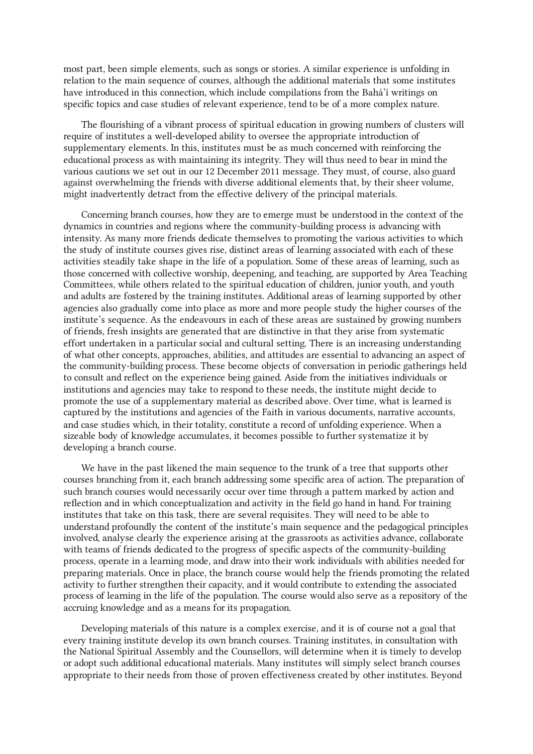most part, been simple elements, such as songs or stories. A similar experience is unfolding in relation to the main sequence of courses, although the additional materials that some institutes have introduced in this connection, which include compilations from the Bahá'í writings on specific topics and case studies of relevant experience, tend to be of a more complex nature.

The flourishing of a vibrant process of spiritual education in growing numbers of clusters will require of institutes a well-developed ability to oversee the appropriate introduction of supplementary elements. In this, institutes must be as much concerned with reinforcing the educational process as with maintaining its integrity. They will thus need to bear in mind the various cautions we set out in our 12 December 2011 message. They must, of course, also guard against overwhelming the friends with diverse additional elements that, by their sheer volume, might inadvertently detract from the effective delivery of the principal materials.

Concerning branch courses, how they are to emerge must be understood in the context of the dynamics in countries and regions where the community-building process is advancing with intensity. As many more friends dedicate themselves to promoting the various activities to which the study of institute courses gives rise, distinct areas of learning associated with each of these activities steadily take shape in the life of a population. Some of these areas of learning, such as those concerned with collective worship, deepening, and teaching, are supported by Area Teaching Committees, while others related to the spiritual education of children, junior youth, and youth and adults are fostered by the training institutes. Additional areas of learning supported by other agencies also gradually come into place as more and more people study the higher courses of the institute's sequence. As the endeavours in each of these areas are sustained by growing numbers of friends, fresh insights are generated that are distinctive in that they arise from systematic effort undertaken in a particular social and cultural setting. There is an increasing understanding of what other concepts, approaches, abilities, and attitudes are essential to advancing an aspect of the community-building process. These become objects of conversation in periodic gatherings held to consult and reflect on the experience being gained. Aside from the initiatives individuals or institutions and agencies may take to respond to these needs, the institute might decide to promote the use of a supplementary material as described above. Over time, what is learned is captured by the institutions and agencies of the Faith in various documents, narrative accounts, and case studies which, in their totality, constitute a record of unfolding experience. When a sizeable body of knowledge accumulates, it becomes possible to further systematize it by developing a branch course.

We have in the past likened the main sequence to the trunk of a tree that supports other courses branching from it, each branch addressing some specific area of action. The preparation of such branch courses would necessarily occur over time through a pattern marked by action and reflection and in which conceptualization and activity in the field go hand in hand. For training institutes that take on this task, there are several requisites. They will need to be able to understand profoundly the content of the institute's main sequence and the pedagogical principles involved, analyse clearly the experience arising at the grassroots as activities advance, collaborate with teams of friends dedicated to the progress of specific aspects of the community-building process, operate in a learning mode, and draw into their work individuals with abilities needed for preparing materials. Once in place, the branch course would help the friends promoting the related activity to further strengthen their capacity, and it would contribute to extending the associated process of learning in the life of the population. The course would also serve as a repository of the accruing knowledge and as a means for its propagation.

Developing materials of this nature is a complex exercise, and it is of course not a goal that every training institute develop its own branch courses. Training institutes, in consultation with the National Spiritual Assembly and the Counsellors, will determine when it is timely to develop or adopt such additional educational materials. Many institutes will simply select branch courses appropriate to their needs from those of proven effectiveness created by other institutes. Beyond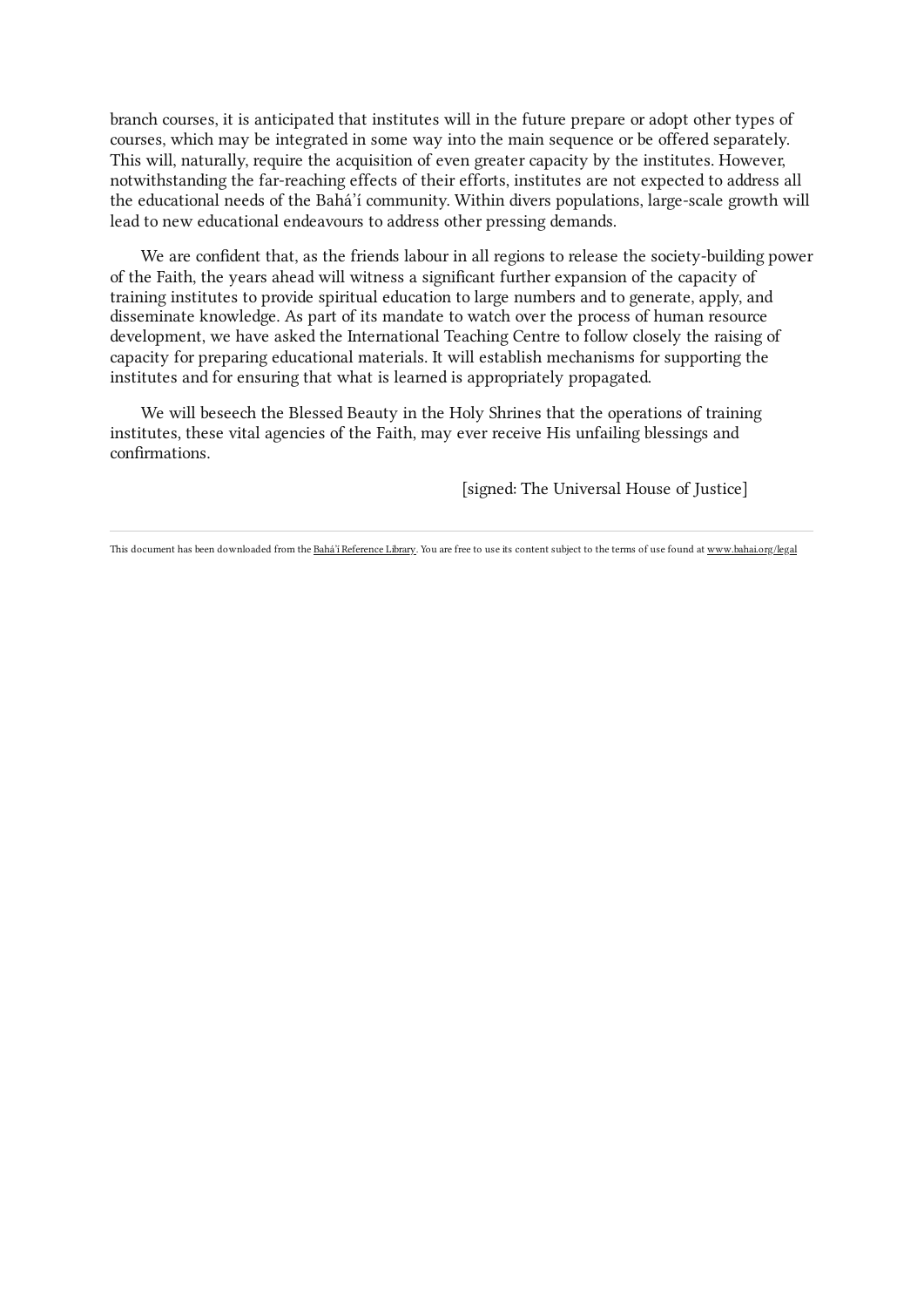branch courses, it is anticipated that institutes will in the future prepare or adopt other types of courses, which may be integrated in some way into the main sequence or be offered separately. This will, naturally, require the acquisition of even greater capacity by the institutes. However, notwithstanding the far-reaching effects of their efforts, institutes are not expected to address all the educational needs of the Bahá'í community. Within divers populations, large-scale growth will lead to new educational endeavours to address other pressing demands.

We are confident that, as the friends labour in all regions to release the society-building power of the Faith, the years ahead will witness a significant further expansion of the capacity of training institutes to provide spiritual education to large numbers and to generate, apply, and disseminate knowledge. As part of its mandate to watch over the process of human resource development, we have asked the International Teaching Centre to follow closely the raising of capacity for preparing educational materials. It will establish mechanisms for supporting the institutes and for ensuring that what is learned is appropriately propagated.

We will beseech the Blessed Beauty in the Holy Shrines that the operations of training institutes, these vital agencies of the Faith, may ever receive His unfailing blessings and confirmations.

[signed: The Universal House of Justice]

This document has been downloaded from the Bahá'í Reference Library. You are free to use its content subject to the terms of use found at www.bahai.org/legal